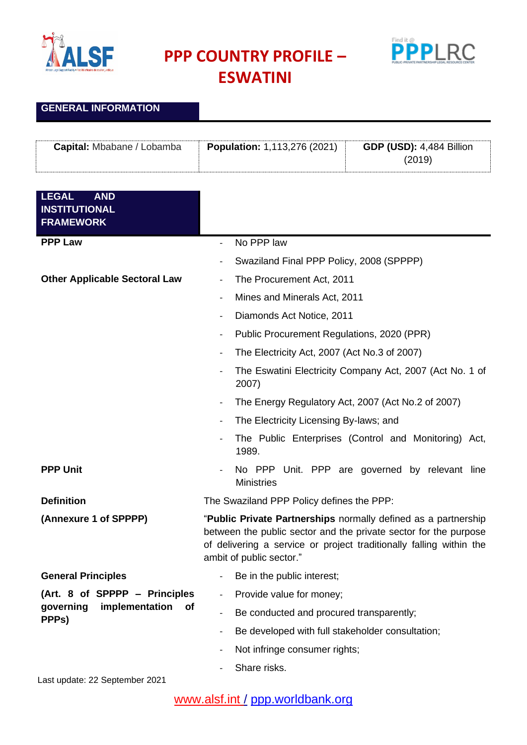# PPP COUNTRY PROFILE – ESWATINI

## GENERAL INFORMATION

| **Capital:** Mbabane / Lobamba | **Population:** 1,113,276 (2021) | **GDP (USD):** 4,484 Billion (2019) |
|---|---|---|

## LEGAL AND INSTITUTIONAL FRAMEWORK

| | |
|---|---|
| **PPP Law** | - No PPP law<br>- Swaziland Final PPP Policy, 2008 (SPPPP) |
| **Other Applicable Sectoral Law** | - The Procurement Act, 2011<br>- Mines and Minerals Act, 2011<br>- Diamonds Act Notice, 2011<br>- Public Procurement Regulations, 2020 (PPR)<br>- The Electricity Act, 2007 (Act No.3 of 2007)<br>- The Eswatini Electricity Company Act, 2007 (Act No. 1 of 2007)<br>- The Energy Regulatory Act, 2007 (Act No.2 of 2007)<br>- The Electricity Licensing By-laws; and<br>- The Public Enterprises (Control and Monitoring) Act, 1989. |
| **PPP Unit** | - No PPP Unit. PPP are governed by relevant line Ministries |
| **Definition**<br>**(Annexure 1 of SPPPP)** | The Swaziland PPP Policy defines the PPP:<br>"**Public Private Partnerships** normally defined as a partnership between the public sector and the private sector for the purpose of delivering a service or project traditionally falling within the ambit of public sector." |
| **General Principles**<br>**(Art. 8 of SPPPP – Principles governing implementation of PPPs)** | - Be in the public interest;<br>- Provide value for money;<br>- Be conducted and procured transparently;<br>- Be developed with full stakeholder consultation;<br>- Not infringe consumer rights;<br>- Share risks. |

Last update: 22 September 2021

www.alsf.int / ppp.worldbank.org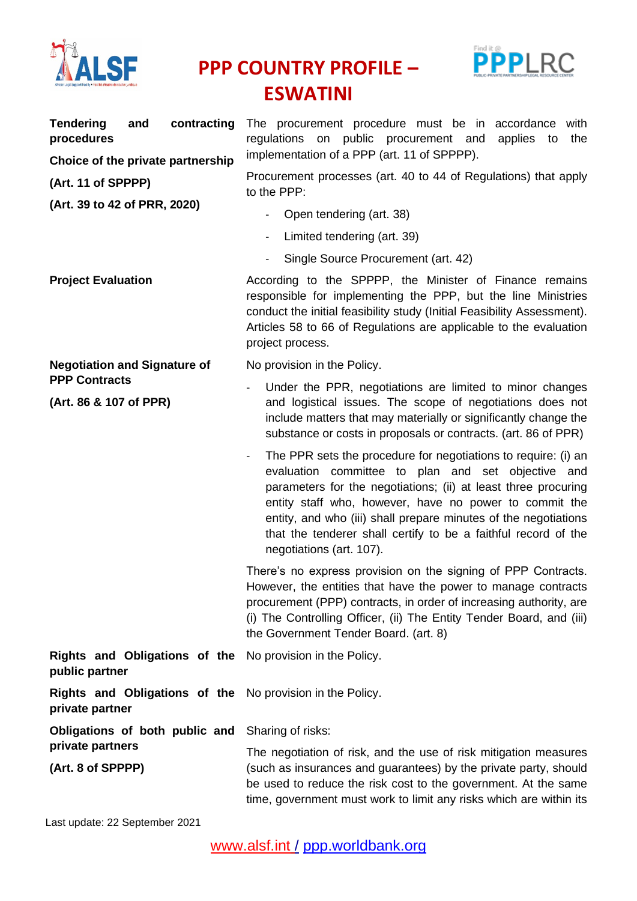# PPP COUNTRY PROFILE – ESWATINI

| | |
|---|---|
| **Tendering and contracting procedures**<br><br>**Choice of the private partnership**<br><br>**(Art. 11 of SPPPP)**<br><br>**(Art. 39 to 42 of PRR, 2020)** | The procurement procedure must be in accordance with regulations on public procurement and applies to the implementation of a PPP (art. 11 of SPPPP).<br><br>Procurement processes (art. 40 to 44 of Regulations) that apply to the PPP:<br><br>- Open tendering (art. 38)<br>- Limited tendering (art. 39)<br>- Single Source Procurement (art. 42) |
| **Project Evaluation** | According to the SPPPP, the Minister of Finance remains responsible for implementing the PPP, but the line Ministries conduct the initial feasibility study (Initial Feasibility Assessment). Articles 58 to 66 of Regulations are applicable to the evaluation project process. |
| **Negotiation and Signature of PPP Contracts**<br><br>**(Art. 86 & 107 of PPR)** | No provision in the Policy.<br><br>- Under the PPR, negotiations are limited to minor changes and logistical issues. The scope of negotiations does not include matters that may materially or significantly change the substance or costs in proposals or contracts. (art. 86 of PPR)<br>- The PPR sets the procedure for negotiations to require: (i) an evaluation committee to plan and set objective and parameters for the negotiations; (ii) at least three procuring entity staff who, however, have no power to commit the entity, and who (iii) shall prepare minutes of the negotiations that the tenderer shall certify to be a faithful record of the negotiations (art. 107).<br><br>There's no express provision on the signing of PPP Contracts. However, the entities that have the power to manage contracts procurement (PPP) contracts, in order of increasing authority, are (i) The Controlling Officer, (ii) The Entity Tender Board, and (iii) the Government Tender Board. (art. 8) |
| **Rights and Obligations of the public partner** | No provision in the Policy. |
| **Rights and Obligations of the private partner** | No provision in the Policy. |
| **Obligations of both public and private partners**<br><br>**(Art. 8 of SPPPP)** | Sharing of risks:<br><br>The negotiation of risk, and the use of risk mitigation measures (such as insurances and guarantees) by the private party, should be used to reduce the risk cost to the government. At the same time, government must work to limit any risks which are within its |

Last update: 22 September 2021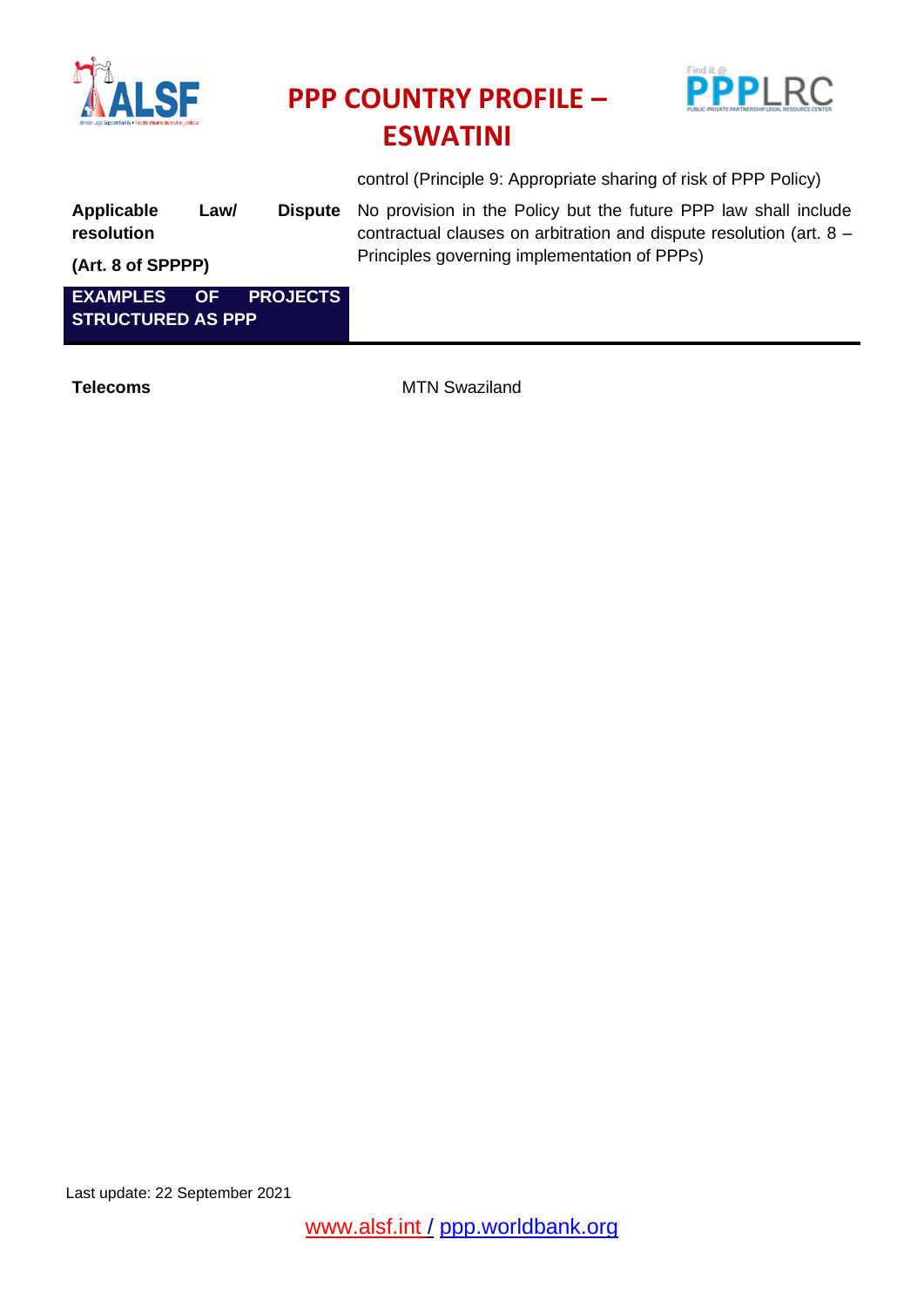| | |
|---|---|
| | control (Principle 9: Appropriate sharing of risk of PPP Policy) |
| **Applicable Law/ Dispute resolution**<br>**(Art. 8 of SPPPP)** | No provision in the Policy but the future PPP law shall include contractual clauses on arbitration and dispute resolution (art. 8 – Principles governing implementation of PPPs) |

**EXAMPLES OF PROJECTS STRUCTURED AS PPP**

| | |
|---|---|
| **Telecoms** | MTN Swaziland |

Last update: 22 September 2021

www.alsf.int / ppp.worldbank.org